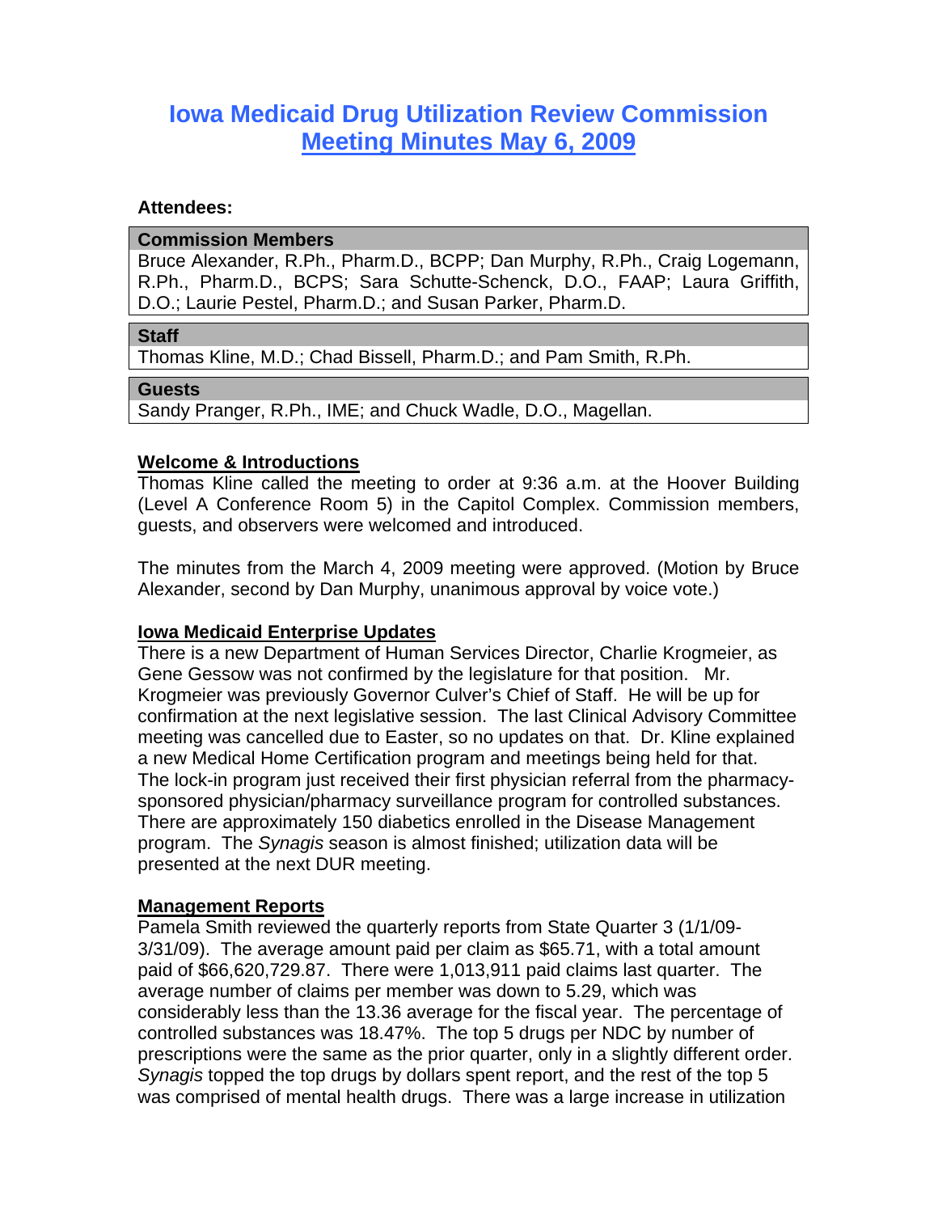# Iowa Medicaid Drug Utilization Review Commission
## Meeting Minutes May 6, 2009

**Attendees:**

| **Commission Members** |
|---|
| Bruce Alexander, R.Ph., Pharm.D., BCPP; Dan Murphy, R.Ph., Craig Logemann, R.Ph., Pharm.D., BCPS; Sara Schutte-Schenck, D.O., FAAP; Laura Griffith, D.O.; Laurie Pestel, Pharm.D.; and Susan Parker, Pharm.D. |

| **Staff** |
|---|
| Thomas Kline, M.D.; Chad Bissell, Pharm.D.; and Pam Smith, R.Ph. |

| **Guests** |
|---|
| Sandy Pranger, R.Ph., IME; and Chuck Wadle, D.O., Magellan. |

**Welcome & Introductions**

Thomas Kline called the meeting to order at 9:36 a.m. at the Hoover Building (Level A Conference Room 5) in the Capitol Complex. Commission members, guests, and observers were welcomed and introduced.

The minutes from the March 4, 2009 meeting were approved. (Motion by Bruce Alexander, second by Dan Murphy, unanimous approval by voice vote.)

**Iowa Medicaid Enterprise Updates**

There is a new Department of Human Services Director, Charlie Krogmeier, as Gene Gessow was not confirmed by the legislature for that position. Mr. Krogmeier was previously Governor Culver's Chief of Staff. He will be up for confirmation at the next legislative session. The last Clinical Advisory Committee meeting was cancelled due to Easter, so no updates on that. Dr. Kline explained a new Medical Home Certification program and meetings being held for that. The lock-in program just received their first physician referral from the pharmacy-sponsored physician/pharmacy surveillance program for controlled substances. There are approximately 150 diabetics enrolled in the Disease Management program. The *Synagis* season is almost finished; utilization data will be presented at the next DUR meeting.

**Management Reports**

Pamela Smith reviewed the quarterly reports from State Quarter 3 (1/1/09-3/31/09). The average amount paid per claim as $65.71, with a total amount paid of $66,620,729.87. There were 1,013,911 paid claims last quarter. The average number of claims per member was down to 5.29, which was considerably less than the 13.36 average for the fiscal year. The percentage of controlled substances was 18.47%. The top 5 drugs per NDC by number of prescriptions were the same as the prior quarter, only in a slightly different order. *Synagis* topped the top drugs by dollars spent report, and the rest of the top 5 was comprised of mental health drugs. There was a large increase in utilization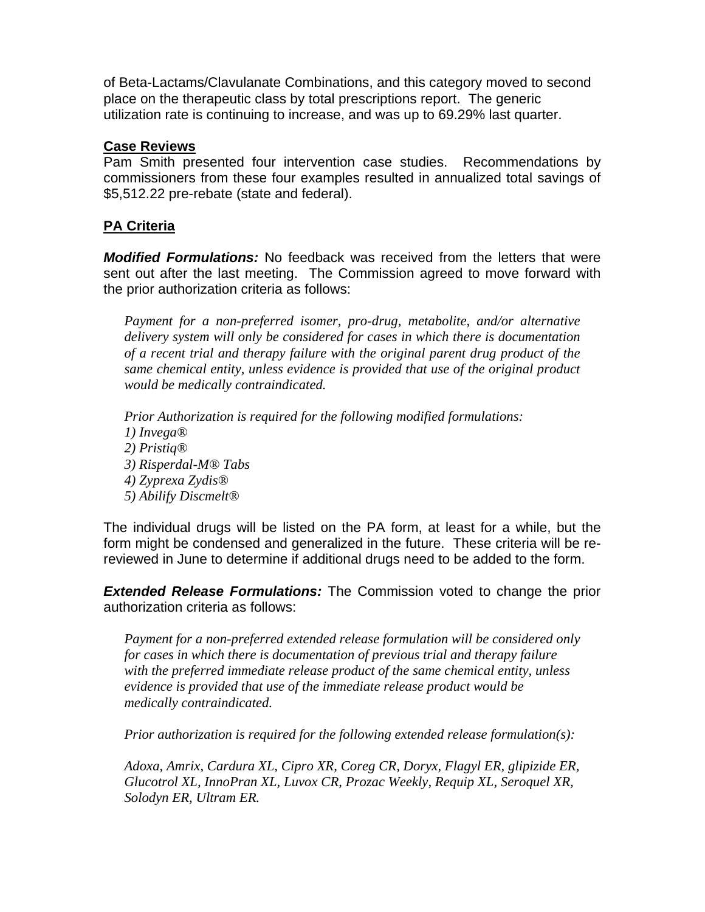of Beta-Lactams/Clavulanate Combinations, and this category moved to second place on the therapeutic class by total prescriptions report. The generic utilization rate is continuing to increase, and was up to 69.29% last quarter.

**Case Reviews**

Pam Smith presented four intervention case studies. Recommendations by commissioners from these four examples resulted in annualized total savings of $5,512.22 pre-rebate (state and federal).

**PA Criteria**

***Modified Formulations:*** No feedback was received from the letters that were sent out after the last meeting. The Commission agreed to move forward with the prior authorization criteria as follows:

> *Payment for a non-preferred isomer, pro-drug, metabolite, and/or alternative delivery system will only be considered for cases in which there is documentation of a recent trial and therapy failure with the original parent drug product of the same chemical entity, unless evidence is provided that use of the original product would be medically contraindicated.*
>
> *Prior Authorization is required for the following modified formulations:*
> *1) Invega®*
> *2) Pristiq®*
> *3) Risperdal-M® Tabs*
> *4) Zyprexa Zydis®*
> *5) Abilify Discmelt®*

The individual drugs will be listed on the PA form, at least for a while, but the form might be condensed and generalized in the future. These criteria will be re-reviewed in June to determine if additional drugs need to be added to the form.

***Extended Release Formulations:*** The Commission voted to change the prior authorization criteria as follows:

> *Payment for a non-preferred extended release formulation will be considered only for cases in which there is documentation of previous trial and therapy failure with the preferred immediate release product of the same chemical entity, unless evidence is provided that use of the immediate release product would be medically contraindicated.*
>
> *Prior authorization is required for the following extended release formulation(s):*
>
> *Adoxa, Amrix, Cardura XL, Cipro XR, Coreg CR, Doryx, Flagyl ER, glipizide ER, Glucotrol XL, InnoPran XL, Luvox CR, Prozac Weekly, Requip XL, Seroquel XR, Solodyn ER, Ultram ER.*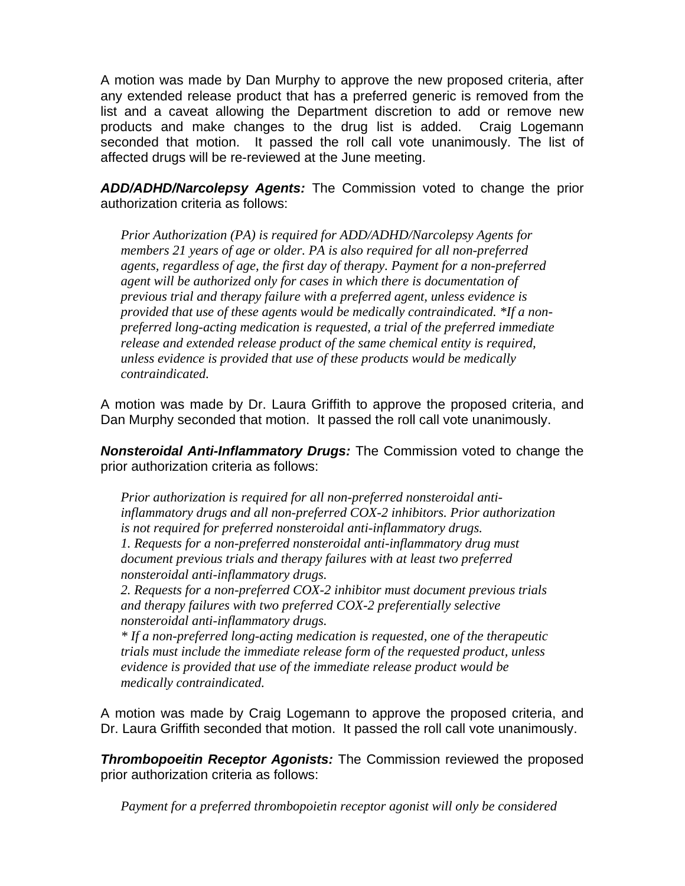A motion was made by Dan Murphy to approve the new proposed criteria, after any extended release product that has a preferred generic is removed from the list and a caveat allowing the Department discretion to add or remove new products and make changes to the drug list is added. Craig Logemann seconded that motion. It passed the roll call vote unanimously. The list of affected drugs will be re-reviewed at the June meeting.

***ADD/ADHD/Narcolepsy Agents:*** The Commission voted to change the prior authorization criteria as follows:

> *Prior Authorization (PA) is required for ADD/ADHD/Narcolepsy Agents for members 21 years of age or older. PA is also required for all non-preferred agents, regardless of age, the first day of therapy. Payment for a non-preferred agent will be authorized only for cases in which there is documentation of previous trial and therapy failure with a preferred agent, unless evidence is provided that use of these agents would be medically contraindicated. *If a non-preferred long-acting medication is requested, a trial of the preferred immediate release and extended release product of the same chemical entity is required, unless evidence is provided that use of these products would be medically contraindicated.*

A motion was made by Dr. Laura Griffith to approve the proposed criteria, and Dan Murphy seconded that motion. It passed the roll call vote unanimously.

***Nonsteroidal Anti-Inflammatory Drugs:*** The Commission voted to change the prior authorization criteria as follows:

> *Prior authorization is required for all non-preferred nonsteroidal anti-inflammatory drugs and all non-preferred COX-2 inhibitors. Prior authorization is not required for preferred nonsteroidal anti-inflammatory drugs.*
> *1. Requests for a non-preferred nonsteroidal anti-inflammatory drug must document previous trials and therapy failures with at least two preferred nonsteroidal anti-inflammatory drugs.*
> *2. Requests for a non-preferred COX-2 inhibitor must document previous trials and therapy failures with two preferred COX-2 preferentially selective nonsteroidal anti-inflammatory drugs.*
> ** If a non-preferred long-acting medication is requested, one of the therapeutic trials must include the immediate release form of the requested product, unless evidence is provided that use of the immediate release product would be medically contraindicated.*

A motion was made by Craig Logemann to approve the proposed criteria, and Dr. Laura Griffith seconded that motion. It passed the roll call vote unanimously.

***Thrombopoeitin Receptor Agonists:*** The Commission reviewed the proposed prior authorization criteria as follows:

> *Payment for a preferred thrombopoietin receptor agonist will only be considered*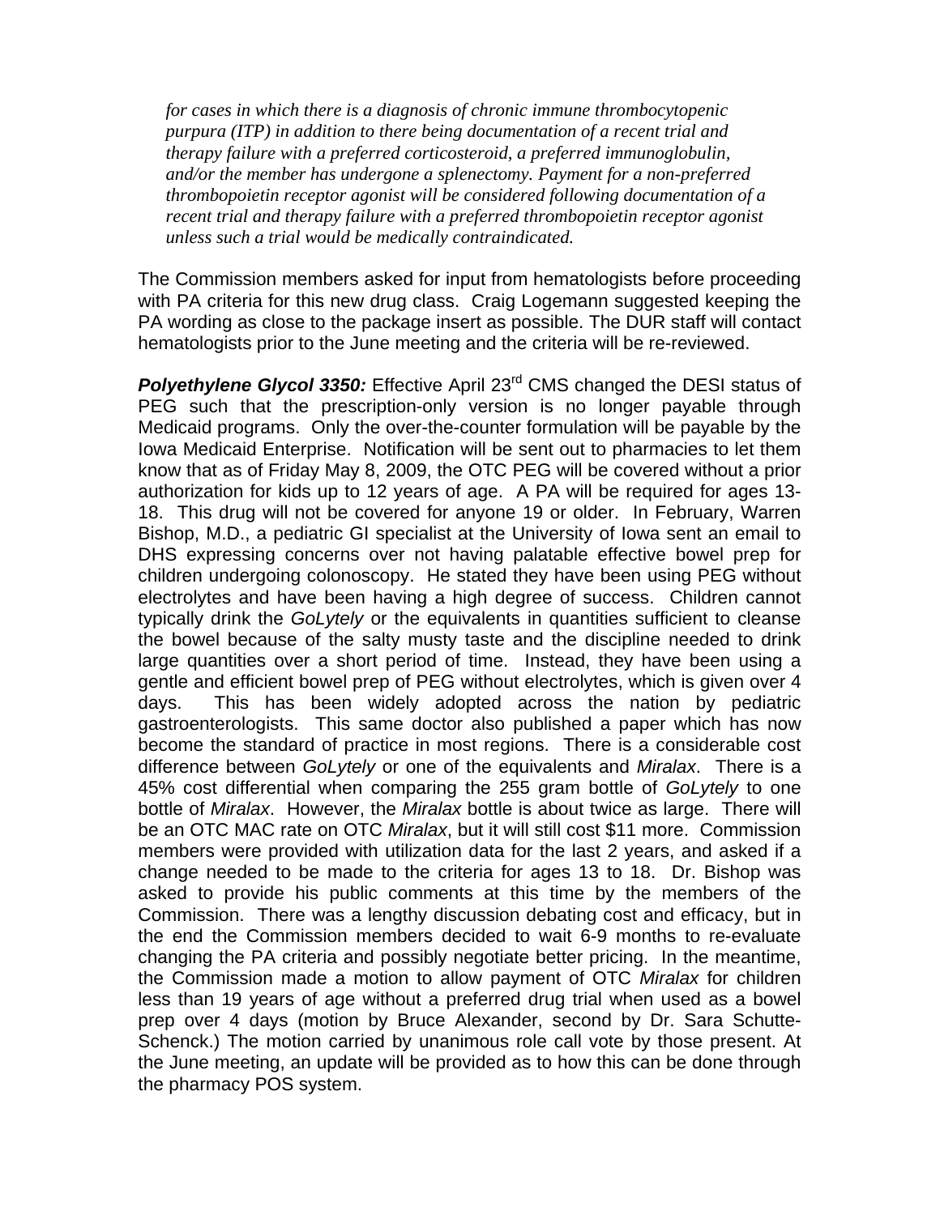*for cases in which there is a diagnosis of chronic immune thrombocytopenic purpura (ITP) in addition to there being documentation of a recent trial and therapy failure with a preferred corticosteroid, a preferred immunoglobulin, and/or the member has undergone a splenectomy. Payment for a non-preferred thrombopoietin receptor agonist will be considered following documentation of a recent trial and therapy failure with a preferred thrombopoietin receptor agonist unless such a trial would be medically contraindicated.*

The Commission members asked for input from hematologists before proceeding with PA criteria for this new drug class. Craig Logemann suggested keeping the PA wording as close to the package insert as possible. The DUR staff will contact hematologists prior to the June meeting and the criteria will be re-reviewed.

***Polyethylene Glycol 3350:*** Effective April 23rd CMS changed the DESI status of PEG such that the prescription-only version is no longer payable through Medicaid programs. Only the over-the-counter formulation will be payable by the Iowa Medicaid Enterprise. Notification will be sent out to pharmacies to let them know that as of Friday May 8, 2009, the OTC PEG will be covered without a prior authorization for kids up to 12 years of age. A PA will be required for ages 13-18. This drug will not be covered for anyone 19 or older. In February, Warren Bishop, M.D., a pediatric GI specialist at the University of Iowa sent an email to DHS expressing concerns over not having palatable effective bowel prep for children undergoing colonoscopy. He stated they have been using PEG without electrolytes and have been having a high degree of success. Children cannot typically drink the *GoLytely* or the equivalents in quantities sufficient to cleanse the bowel because of the salty musty taste and the discipline needed to drink large quantities over a short period of time. Instead, they have been using a gentle and efficient bowel prep of PEG without electrolytes, which is given over 4 days. This has been widely adopted across the nation by pediatric gastroenterologists. This same doctor also published a paper which has now become the standard of practice in most regions. There is a considerable cost difference between *GoLytely* or one of the equivalents and *Miralax*. There is a 45% cost differential when comparing the 255 gram bottle of *GoLytely* to one bottle of *Miralax*. However, the *Miralax* bottle is about twice as large. There will be an OTC MAC rate on OTC *Miralax*, but it will still cost \$11 more. Commission members were provided with utilization data for the last 2 years, and asked if a change needed to be made to the criteria for ages 13 to 18. Dr. Bishop was asked to provide his public comments at this time by the members of the Commission. There was a lengthy discussion debating cost and efficacy, but in the end the Commission members decided to wait 6-9 months to re-evaluate changing the PA criteria and possibly negotiate better pricing. In the meantime, the Commission made a motion to allow payment of OTC *Miralax* for children less than 19 years of age without a preferred drug trial when used as a bowel prep over 4 days (motion by Bruce Alexander, second by Dr. Sara Schutte-Schenck.) The motion carried by unanimous role call vote by those present. At the June meeting, an update will be provided as to how this can be done through the pharmacy POS system.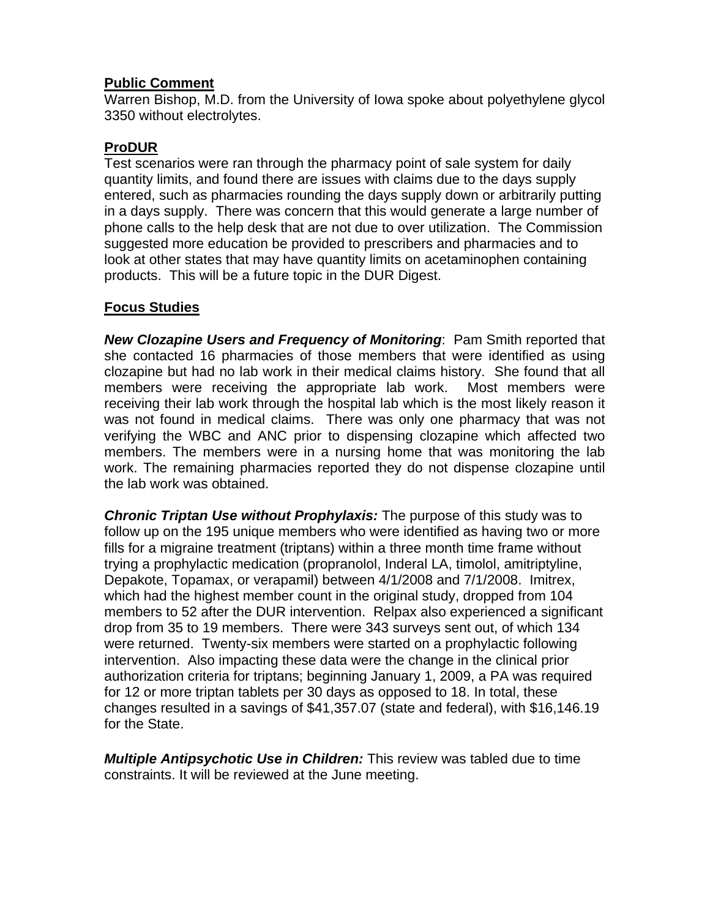**Public Comment**

Warren Bishop, M.D. from the University of Iowa spoke about polyethylene glycol 3350 without electrolytes.

**ProDUR**

Test scenarios were ran through the pharmacy point of sale system for daily quantity limits, and found there are issues with claims due to the days supply entered, such as pharmacies rounding the days supply down or arbitrarily putting in a days supply. There was concern that this would generate a large number of phone calls to the help desk that are not due to over utilization. The Commission suggested more education be provided to prescribers and pharmacies and to look at other states that may have quantity limits on acetaminophen containing products. This will be a future topic in the DUR Digest.

**Focus Studies**

***New Clozapine Users and Frequency of Monitoring***: Pam Smith reported that she contacted 16 pharmacies of those members that were identified as using clozapine but had no lab work in their medical claims history. She found that all members were receiving the appropriate lab work. Most members were receiving their lab work through the hospital lab which is the most likely reason it was not found in medical claims. There was only one pharmacy that was not verifying the WBC and ANC prior to dispensing clozapine which affected two members. The members were in a nursing home that was monitoring the lab work. The remaining pharmacies reported they do not dispense clozapine until the lab work was obtained.

***Chronic Triptan Use without Prophylaxis:*** The purpose of this study was to follow up on the 195 unique members who were identified as having two or more fills for a migraine treatment (triptans) within a three month time frame without trying a prophylactic medication (propranolol, Inderal LA, timolol, amitriptyline, Depakote, Topamax, or verapamil) between 4/1/2008 and 7/1/2008. Imitrex, which had the highest member count in the original study, dropped from 104 members to 52 after the DUR intervention. Relpax also experienced a significant drop from 35 to 19 members. There were 343 surveys sent out, of which 134 were returned. Twenty-six members were started on a prophylactic following intervention. Also impacting these data were the change in the clinical prior authorization criteria for triptans; beginning January 1, 2009, a PA was required for 12 or more triptan tablets per 30 days as opposed to 18. In total, these changes resulted in a savings of $41,357.07 (state and federal), with $16,146.19 for the State.

***Multiple Antipsychotic Use in Children:*** This review was tabled due to time constraints. It will be reviewed at the June meeting.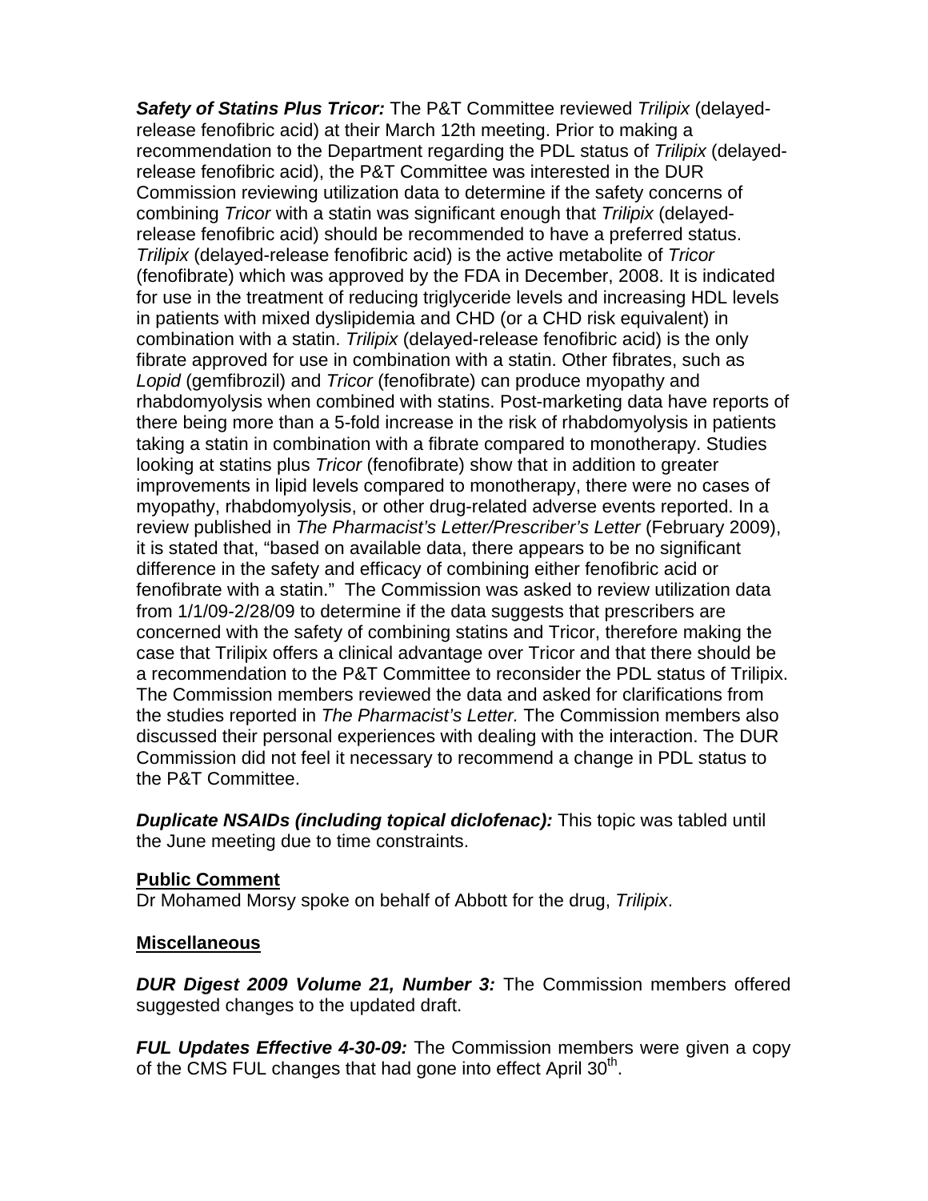***Safety of Statins Plus Tricor:*** The P&T Committee reviewed *Trilipix* (delayed-release fenofibric acid) at their March 12th meeting. Prior to making a recommendation to the Department regarding the PDL status of *Trilipix* (delayed-release fenofibric acid), the P&T Committee was interested in the DUR Commission reviewing utilization data to determine if the safety concerns of combining *Tricor* with a statin was significant enough that *Trilipix* (delayed-release fenofibric acid) should be recommended to have a preferred status. *Trilipix* (delayed-release fenofibric acid) is the active metabolite of *Tricor* (fenofibrate) which was approved by the FDA in December, 2008. It is indicated for use in the treatment of reducing triglyceride levels and increasing HDL levels in patients with mixed dyslipidemia and CHD (or a CHD risk equivalent) in combination with a statin. *Trilipix* (delayed-release fenofibric acid) is the only fibrate approved for use in combination with a statin. Other fibrates, such as *Lopid* (gemfibrozil) and *Tricor* (fenofibrate) can produce myopathy and rhabdomyolysis when combined with statins. Post-marketing data have reports of there being more than a 5-fold increase in the risk of rhabdomyolysis in patients taking a statin in combination with a fibrate compared to monotherapy. Studies looking at statins plus *Tricor* (fenofibrate) show that in addition to greater improvements in lipid levels compared to monotherapy, there were no cases of myopathy, rhabdomyolysis, or other drug-related adverse events reported. In a review published in *The Pharmacist's Letter/Prescriber's Letter* (February 2009), it is stated that, "based on available data, there appears to be no significant difference in the safety and efficacy of combining either fenofibric acid or fenofibrate with a statin." The Commission was asked to review utilization data from 1/1/09-2/28/09 to determine if the data suggests that prescribers are concerned with the safety of combining statins and Tricor, therefore making the case that Trilipix offers a clinical advantage over Tricor and that there should be a recommendation to the P&T Committee to reconsider the PDL status of Trilipix. The Commission members reviewed the data and asked for clarifications from the studies reported in *The Pharmacist's Letter.* The Commission members also discussed their personal experiences with dealing with the interaction. The DUR Commission did not feel it necessary to recommend a change in PDL status to the P&T Committee.

***Duplicate NSAIDs (including topical diclofenac):*** This topic was tabled until the June meeting due to time constraints.

## Public Comment

Dr Mohamed Morsy spoke on behalf of Abbott for the drug, *Trilipix*.

## Miscellaneous

***DUR Digest 2009 Volume 21, Number 3:*** The Commission members offered suggested changes to the updated draft.

***FUL Updates Effective 4-30-09:*** The Commission members were given a copy of the CMS FUL changes that had gone into effect April 30th.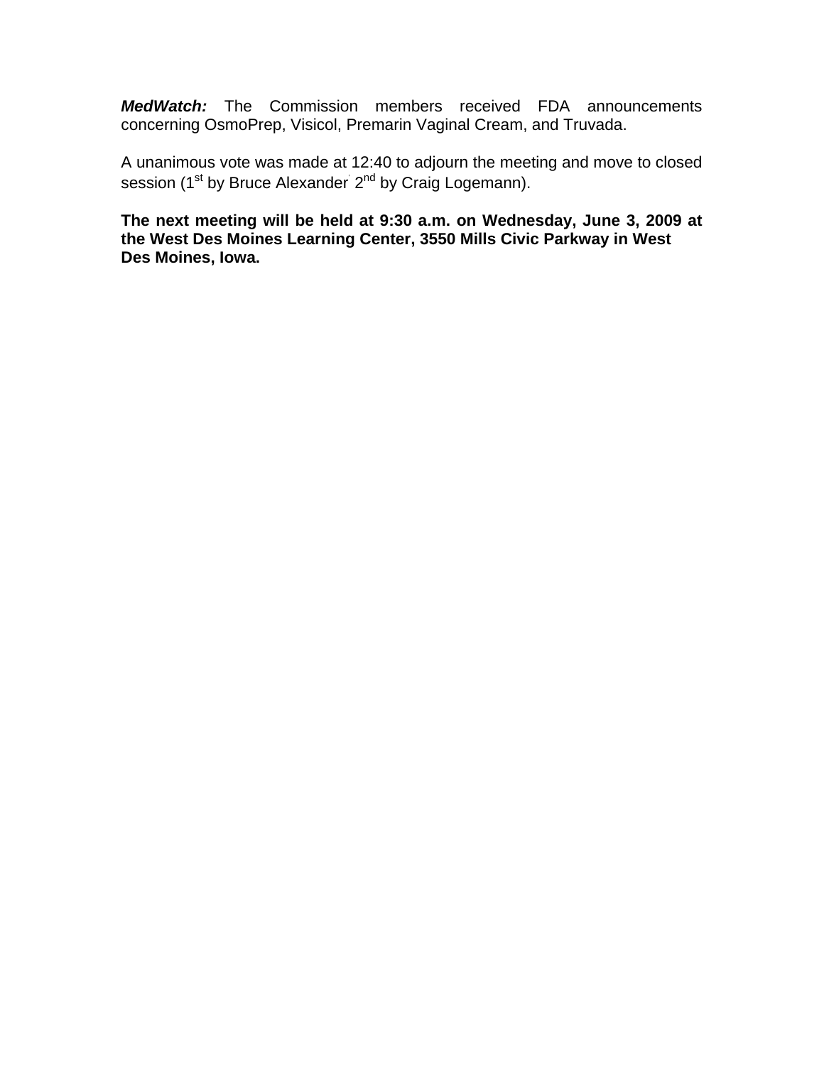***MedWatch:*** The Commission members received FDA announcements concerning OsmoPrep, Visicol, Premarin Vaginal Cream, and Truvada.

A unanimous vote was made at 12:40 to adjourn the meeting and move to closed session (1st by Bruce Alexander, 2nd by Craig Logemann).

**The next meeting will be held at 9:30 a.m. on Wednesday, June 3, 2009 at the West Des Moines Learning Center, 3550 Mills Civic Parkway in West Des Moines, Iowa.**